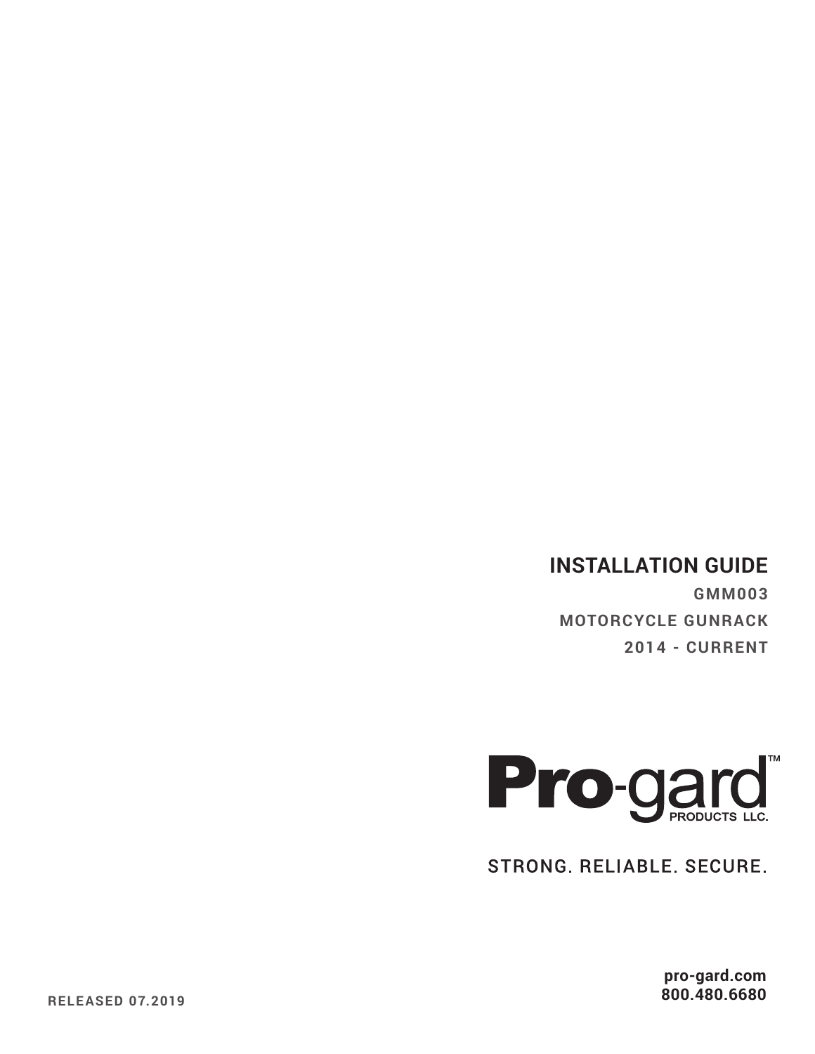# INSTALLATION GUIDE

**GMM003**

**MOTORCYCLE GUNRACK**

**2014 - CURRENT**

**Pro-gard™**
PRODUCTS LLC.

STRONG. RELIABLE. SECURE.

**pro-gard.com**
**800.480.6680**

**RELEASED 07.2019**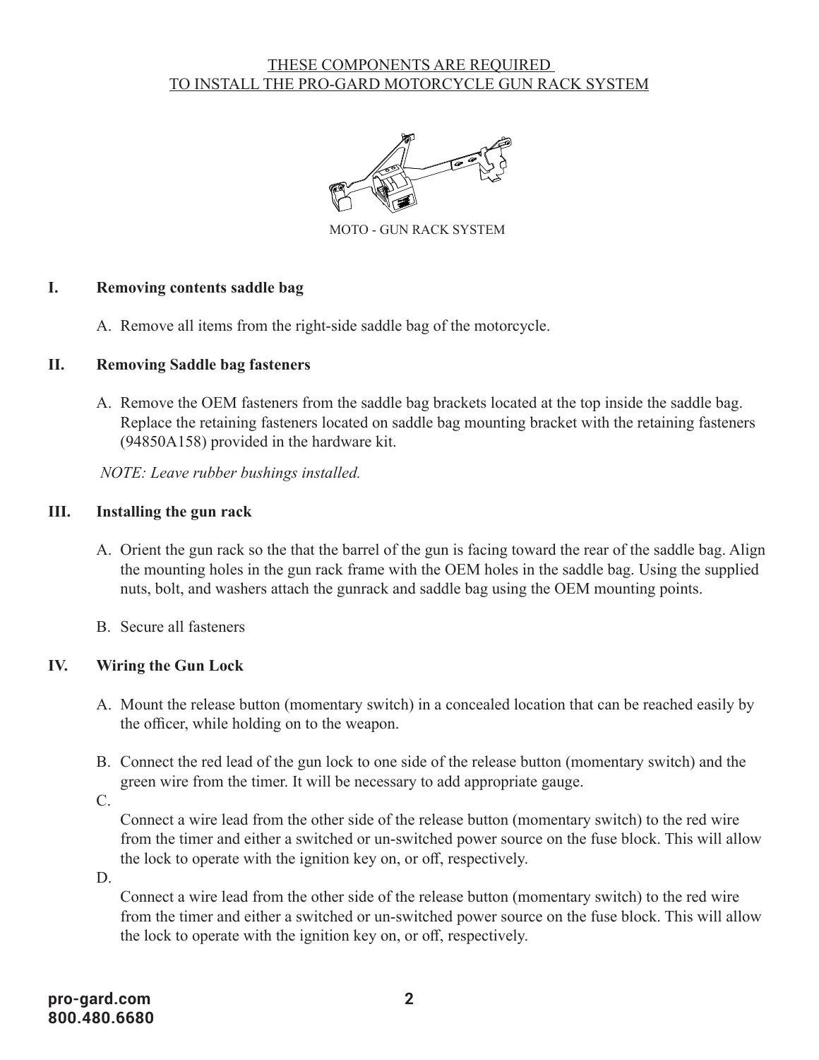THESE COMPONENTS ARE REQUIRED
TO INSTALL THE PRO-GARD MOTORCYCLE GUN RACK SYSTEM

MOTO - GUN RACK SYSTEM

## I. Removing contents saddle bag

A. Remove all items from the right-side saddle bag of the motorcycle.

## II. Removing Saddle bag fasteners

A. Remove the OEM fasteners from the saddle bag brackets located at the top inside the saddle bag. Replace the retaining fasteners located on saddle bag mounting bracket with the retaining fasteners (94850A158) provided in the hardware kit.

*NOTE: Leave rubber bushings installed.*

## III. Installing the gun rack

A. Orient the gun rack so the that the barrel of the gun is facing toward the rear of the saddle bag. Align the mounting holes in the gun rack frame with the OEM holes in the saddle bag. Using the supplied nuts, bolt, and washers attach the gunrack and saddle bag using the OEM mounting points.

B. Secure all fasteners

## IV. Wiring the Gun Lock

A. Mount the release button (momentary switch) in a concealed location that can be reached easily by the officer, while holding on to the weapon.

B. Connect the red lead of the gun lock to one side of the release button (momentary switch) and the green wire from the timer. It will be necessary to add appropriate gauge.

C. Connect a wire lead from the other side of the release button (momentary switch) to the red wire from the timer and either a switched or un-switched power source on the fuse block. This will allow the lock to operate with the ignition key on, or off, respectively.

D. Connect a wire lead from the other side of the release button (momentary switch) to the red wire from the timer and either a switched or un-switched power source on the fuse block. This will allow the lock to operate with the ignition key on, or off, respectively.

pro-gard.com
800.480.6680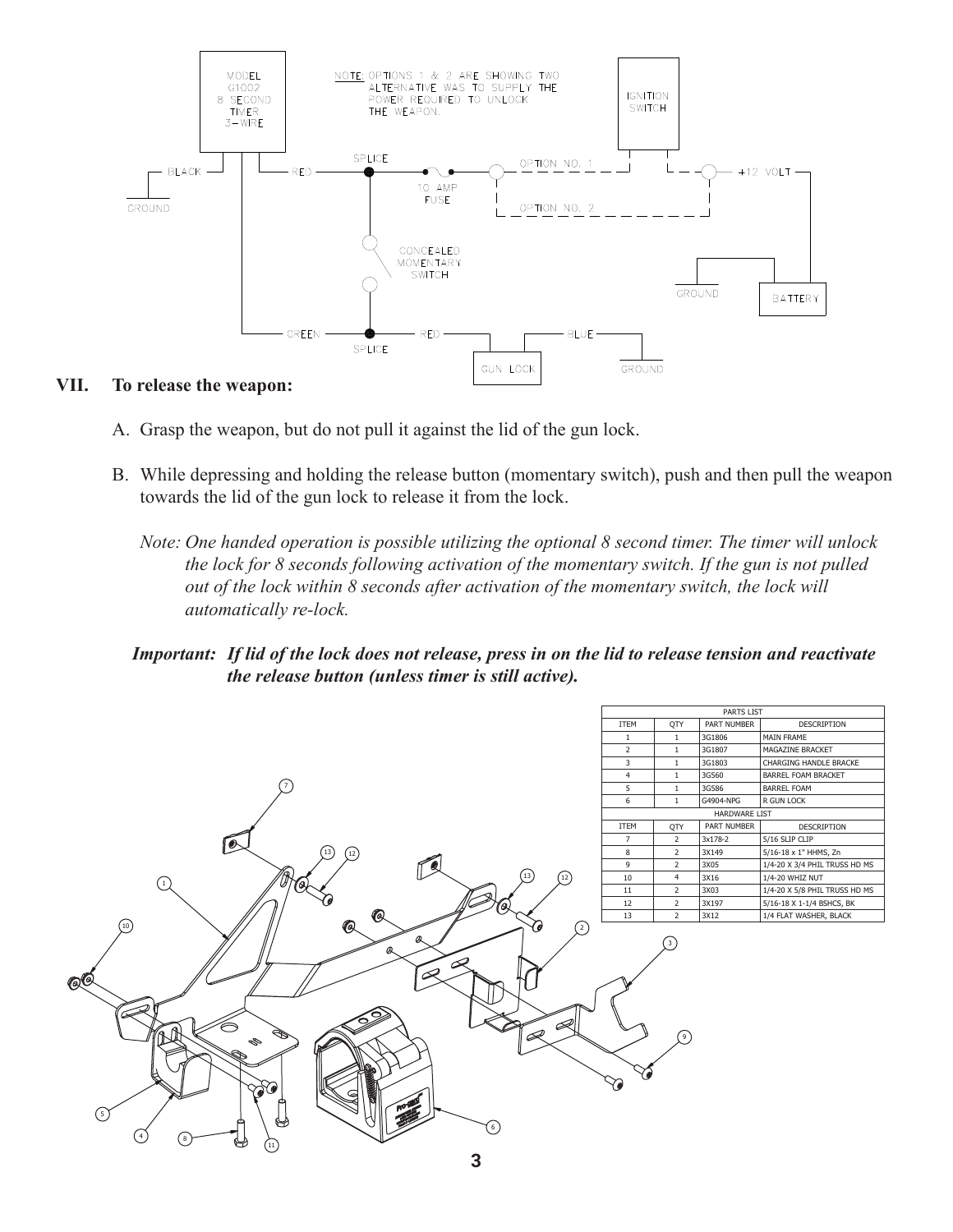MODEL G1002 8 SECOND TIMER 3-WIRE

NOTE: OPTIONS 1 & 2 ARE SHOWING TWO ALTERNATIVE WAS TO SUPPLY THE POWER REQUIRED TO UNLOCK THE WEAPON.

IGNITION SWITCH

BLACK

GROUND

RED

SPLICE

10 AMP FUSE

OPTION NO. 1

OPTION NO. 2

+12 VOLT

CONCEALED MOMENTARY SWITCH

GROUND

BATTERY

GREEN

SPLICE

RED

GUN LOCK

BLUE

GROUND

## VII. To release the weapon:

A. Grasp the weapon, but do not pull it against the lid of the gun lock.

B. While depressing and holding the release button (momentary switch), push and then pull the weapon towards the lid of the gun lock to release it from the lock.

*Note: One handed operation is possible utilizing the optional 8 second timer. The timer will unlock the lock for 8 seconds following activation of the momentary switch. If the gun is not pulled out of the lock within 8 seconds after activation of the momentary switch, the lock will automatically re-lock.*

***Important: If lid of the lock does not release, press in on the lid to release tension and reactivate the release button (unless timer is still active).***

| PARTS LIST | | | |
|---|---|---|---|
| ITEM | QTY | PART NUMBER | DESCRIPTION |
| 1 | 1 | 3G1806 | MAIN FRAME |
| 2 | 1 | 3G1807 | MAGAZINE BRACKET |
| 3 | 1 | 3G1803 | CHARGING HANDLE BRACKE |
| 4 | 1 | 3G560 | BARREL FOAM BRACKET |
| 5 | 1 | 3G586 | BARREL FOAM |
| 6 | 1 | G4904-NPG | R GUN LOCK |
| HARDWARE LIST | | | |
| ITEM | QTY | PART NUMBER | DESCRIPTION |
| 7 | 2 | 3x178-2 | 5/16 SLIP CLIP |
| 8 | 2 | 3X149 | 5/16-18 x 1" HHMS, Zn |
| 9 | 2 | 3X05 | 1/4-20 X 3/4 PHIL TRUSS HD MS |
| 10 | 4 | 3X16 | 1/4-20 WHIZ NUT |
| 11 | 2 | 3X03 | 1/4-20 X 5/8 PHIL TRUSS HD MS |
| 12 | 2 | 3X197 | 5/16-18 X 1-1/4 BSHCS, BK |
| 13 | 2 | 3X12 | 1/4 FLAT WASHER, BLACK |